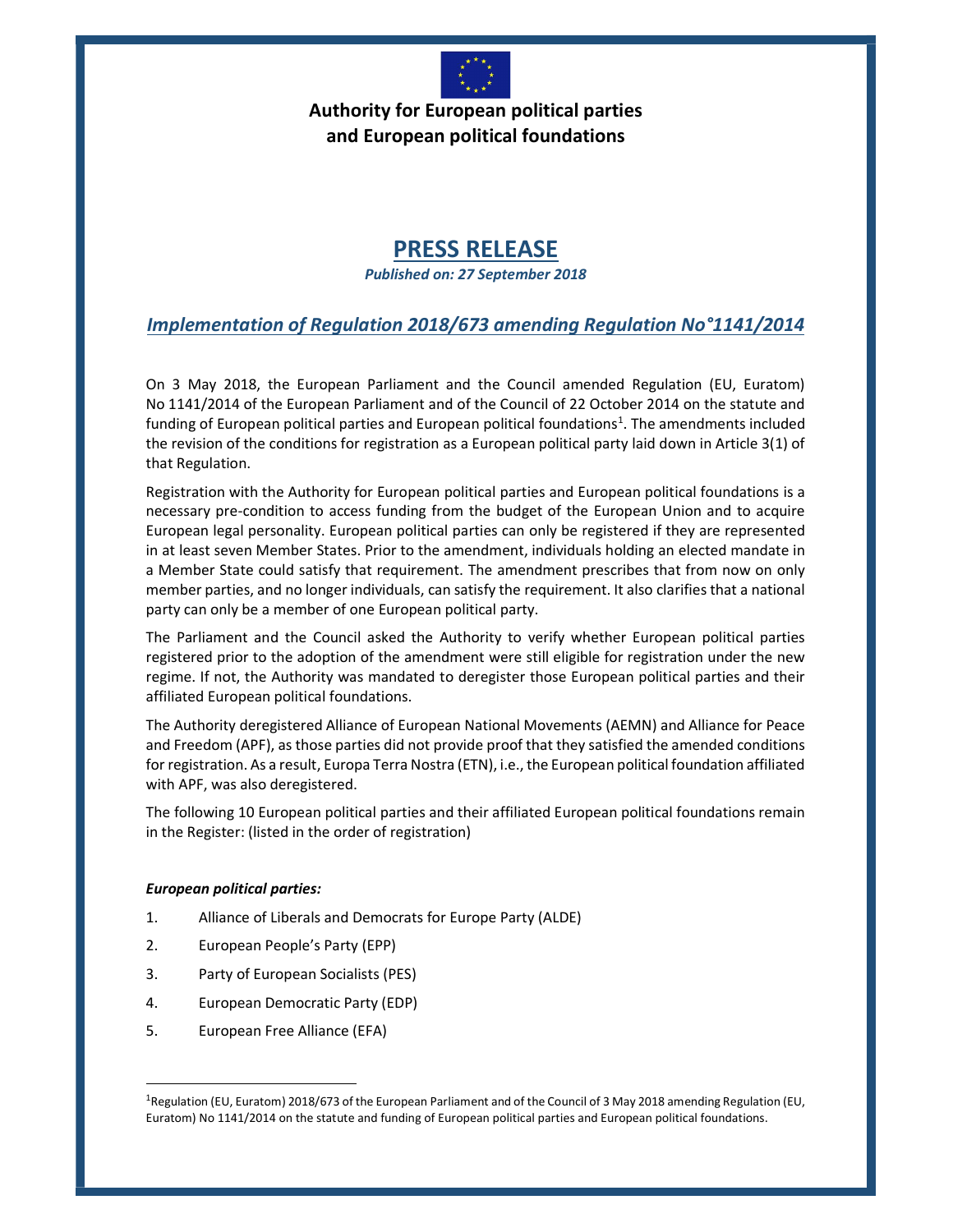**Authority for European political parties and European political foundations**

# PRESS RELEASE

***Published on: 27 September 2018***

## *Implementation of Regulation 2018/673 amending Regulation No°1141/2014*

On 3 May 2018, the European Parliament and the Council amended Regulation (EU, Euratom) No 1141/2014 of the European Parliament and of the Council of 22 October 2014 on the statute and funding of European political parties and European political foundations[1]. The amendments included the revision of the conditions for registration as a European political party laid down in Article 3(1) of that Regulation.

Registration with the Authority for European political parties and European political foundations is a necessary pre-condition to access funding from the budget of the European Union and to acquire European legal personality. European political parties can only be registered if they are represented in at least seven Member States. Prior to the amendment, individuals holding an elected mandate in a Member State could satisfy that requirement. The amendment prescribes that from now on only member parties, and no longer individuals, can satisfy the requirement. It also clarifies that a national party can only be a member of one European political party.

The Parliament and the Council asked the Authority to verify whether European political parties registered prior to the adoption of the amendment were still eligible for registration under the new regime. If not, the Authority was mandated to deregister those European political parties and their affiliated European political foundations.

The Authority deregistered Alliance of European National Movements (AEMN) and Alliance for Peace and Freedom (APF), as those parties did not provide proof that they satisfied the amended conditions for registration. As a result, Europa Terra Nostra (ETN), i.e., the European political foundation affiliated with APF, was also deregistered.

The following 10 European political parties and their affiliated European political foundations remain in the Register: (listed in the order of registration)

***European political parties:***

1. Alliance of Liberals and Democrats for Europe Party (ALDE)
2. European People's Party (EPP)
3. Party of European Socialists (PES)
4. European Democratic Party (EDP)
5. European Free Alliance (EFA)

[1]Regulation (EU, Euratom) 2018/673 of the European Parliament and of the Council of 3 May 2018 amending Regulation (EU, Euratom) No 1141/2014 on the statute and funding of European political parties and European political foundations.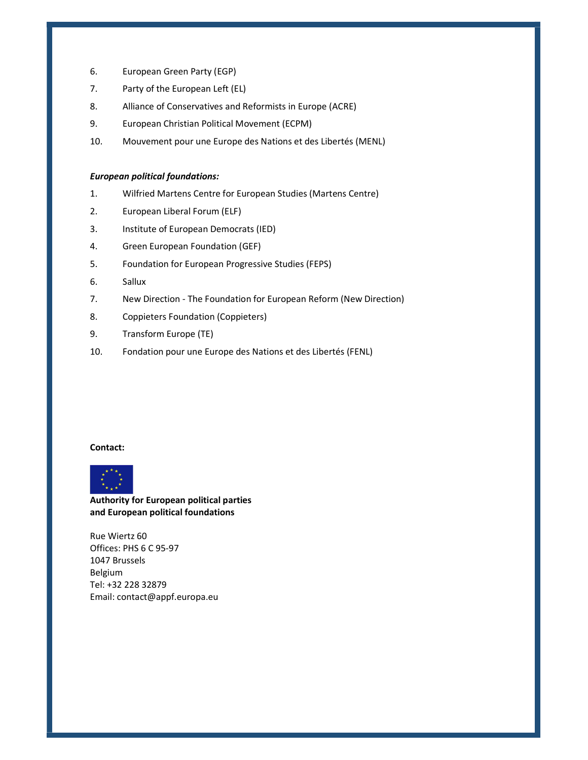6. European Green Party (EGP)
7. Party of the European Left (EL)
8. Alliance of Conservatives and Reformists in Europe (ACRE)
9. European Christian Political Movement (ECPM)
10. Mouvement pour une Europe des Nations et des Libertés (MENL)

***European political foundations:***

1. Wilfried Martens Centre for European Studies (Martens Centre)
2. European Liberal Forum (ELF)
3. Institute of European Democrats (IED)
4. Green European Foundation (GEF)
5. Foundation for European Progressive Studies (FEPS)
6. Sallux
7. New Direction - The Foundation for European Reform (New Direction)
8. Coppieters Foundation (Coppieters)
9. Transform Europe (TE)
10. Fondation pour une Europe des Nations et des Libertés (FENL)

**Contact:**

**Authority for European political parties and European political foundations**

Rue Wiertz 60
Offices: PHS 6 C 95-97
1047 Brussels
Belgium
Tel: +32 228 32879
Email: contact@appf.europa.eu